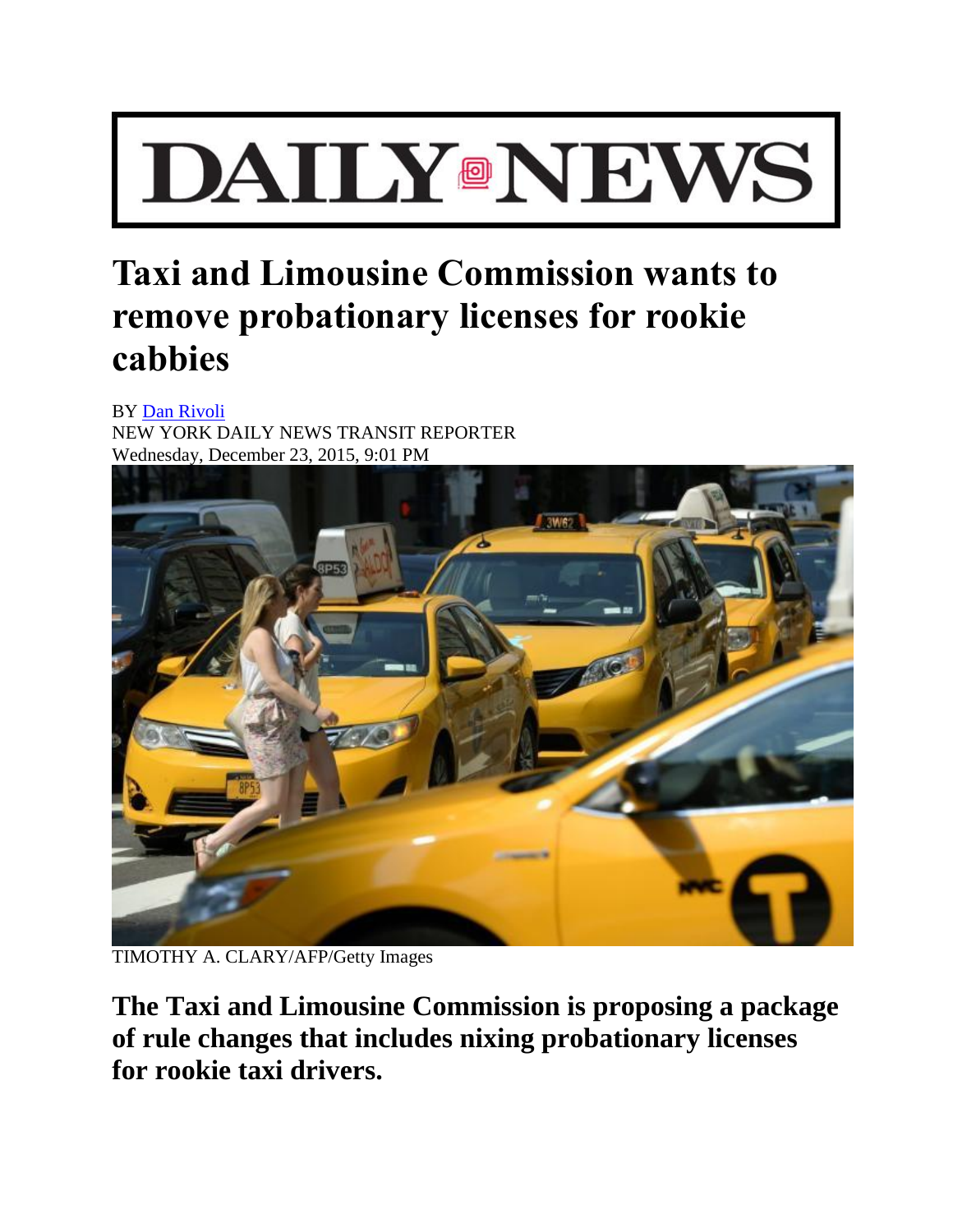# DAILY NEWS

## Taxi and Limousine Commission wants to remove probationary licenses for rookie cabbies

BY Dan Rivoli
NEW YORK DAILY NEWS TRANSIT REPORTER
Wednesday, December 23, 2015, 9:01 PM

TIMOTHY A. CLARY/AFP/Getty Images

**The Taxi and Limousine Commission is proposing a package of rule changes that includes nixing probationary licenses for rookie taxi drivers.**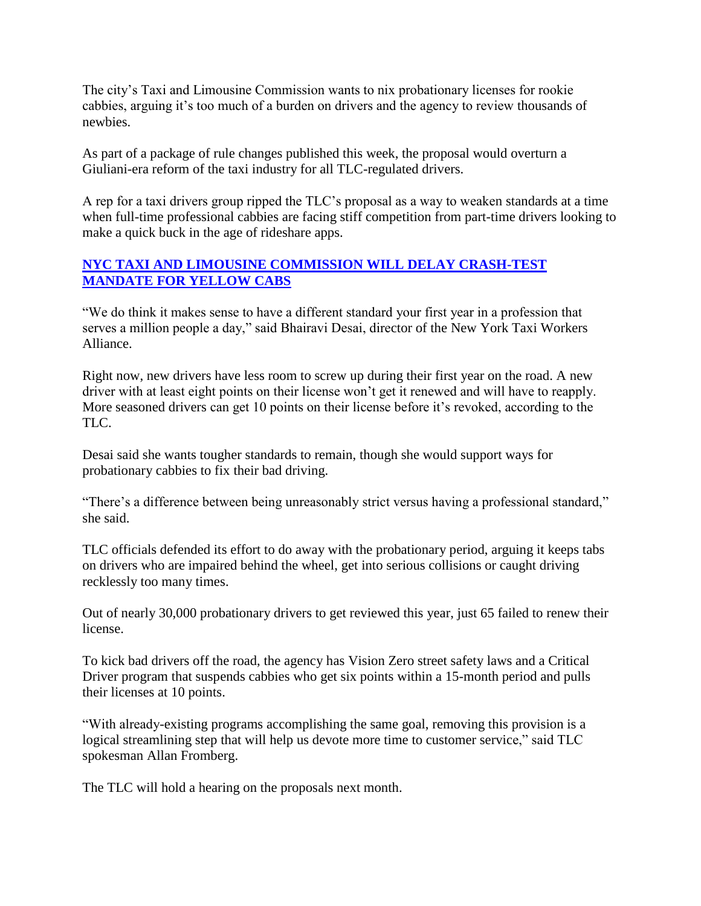The city's Taxi and Limousine Commission wants to nix probationary licenses for rookie cabbies, arguing it's too much of a burden on drivers and the agency to review thousands of newbies.

As part of a package of rule changes published this week, the proposal would overturn a Giuliani-era reform of the taxi industry for all TLC-regulated drivers.

A rep for a taxi drivers group ripped the TLC's proposal as a way to weaken standards at a time when full-time professional cabbies are facing stiff competition from part-time drivers looking to make a quick buck in the age of rideshare apps.

**NYC TAXI AND LIMOUSINE COMMISSION WILL DELAY CRASH-TEST MANDATE FOR YELLOW CABS**

"We do think it makes sense to have a different standard your first year in a profession that serves a million people a day," said Bhairavi Desai, director of the New York Taxi Workers Alliance.

Right now, new drivers have less room to screw up during their first year on the road. A new driver with at least eight points on their license won't get it renewed and will have to reapply. More seasoned drivers can get 10 points on their license before it's revoked, according to the TLC.

Desai said she wants tougher standards to remain, though she would support ways for probationary cabbies to fix their bad driving.

"There's a difference between being unreasonably strict versus having a professional standard," she said.

TLC officials defended its effort to do away with the probationary period, arguing it keeps tabs on drivers who are impaired behind the wheel, get into serious collisions or caught driving recklessly too many times.

Out of nearly 30,000 probationary drivers to get reviewed this year, just 65 failed to renew their license.

To kick bad drivers off the road, the agency has Vision Zero street safety laws and a Critical Driver program that suspends cabbies who get six points within a 15-month period and pulls their licenses at 10 points.

"With already-existing programs accomplishing the same goal, removing this provision is a logical streamlining step that will help us devote more time to customer service," said TLC spokesman Allan Fromberg.

The TLC will hold a hearing on the proposals next month.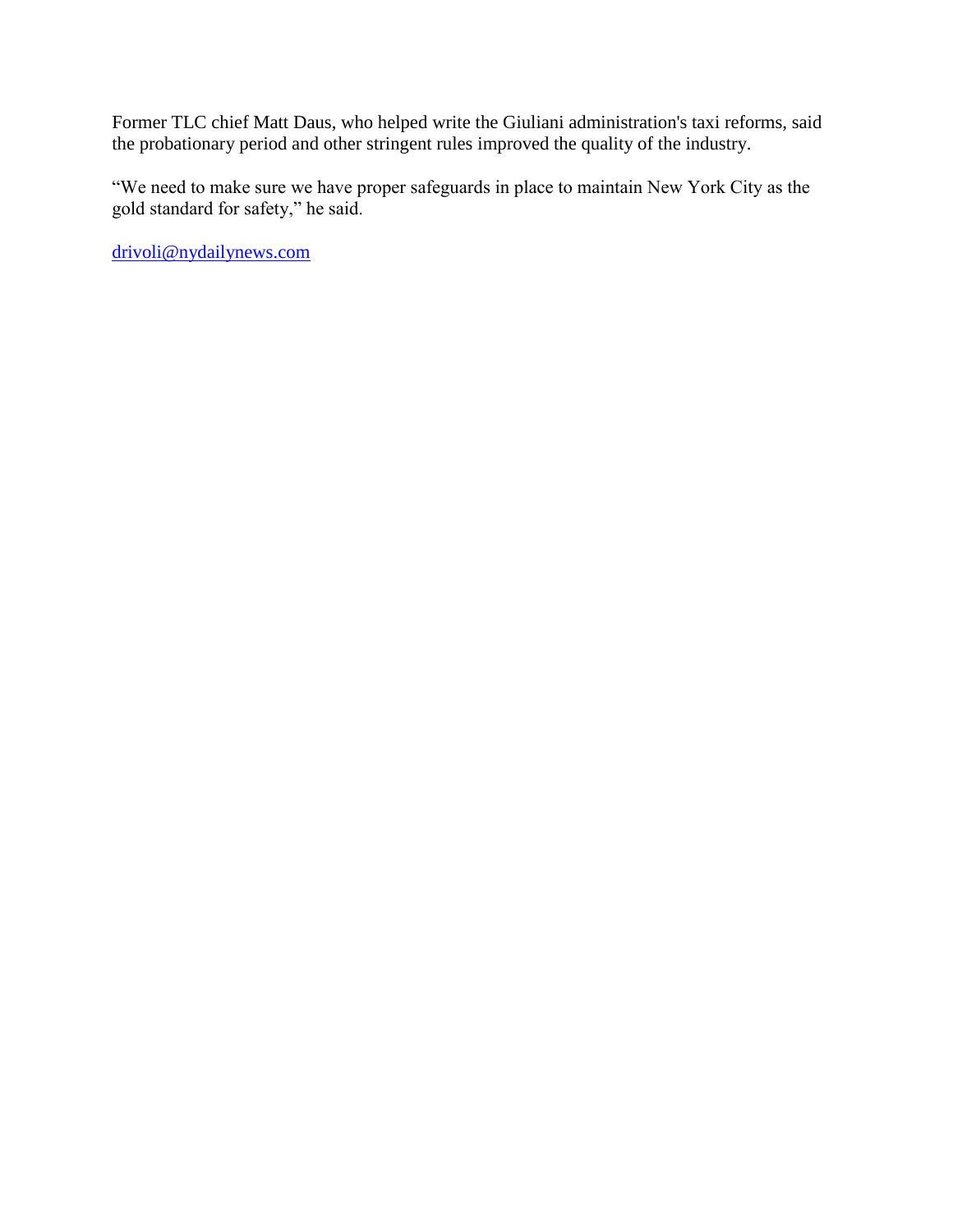Former TLC chief Matt Daus, who helped write the Giuliani administration's taxi reforms, said the probationary period and other stringent rules improved the quality of the industry.

“We need to make sure we have proper safeguards in place to maintain New York City as the gold standard for safety,” he said.

drivoli@nydailynews.com